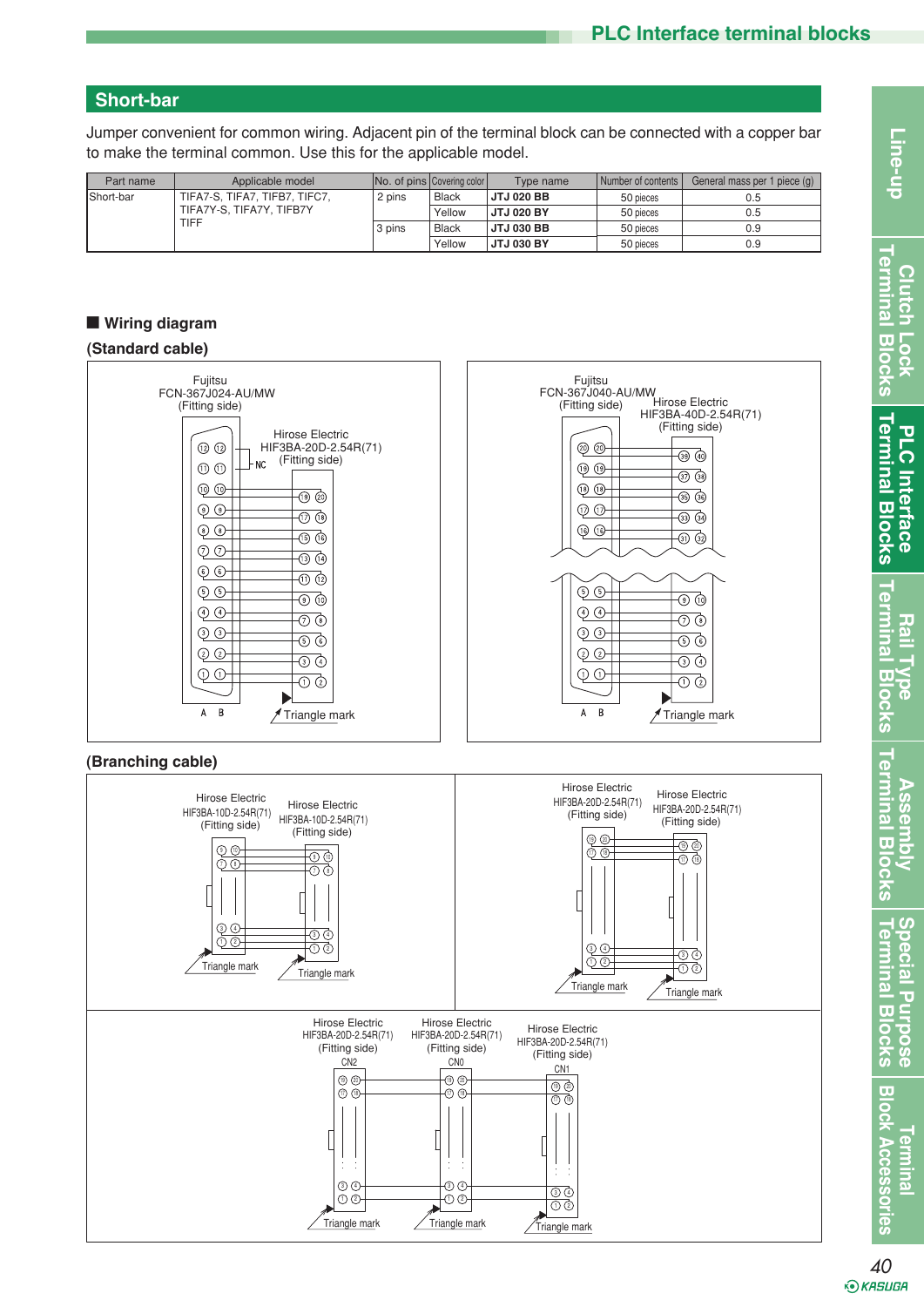## Short-bar

Jumper convenient for common wiring. Adjacent pin of the terminal block can be connected with a copper bar to make the terminal common. Use this for the applicable model.

| Part name | Applicable model | No. of pins | Covering color | Type name | Number of contents | General mass per 1 piece (g) |
|---|---|---|---|---|---|---|
| Short-bar | TIFA7-S, TIFA7, TIFB7, TIFC7, TIFA7Y-S, TIFA7Y, TIFB7Y TIFF | 2 pins | Black | **JTJ 020 BB** | 50 pieces | 0.5 |
| | | | Yellow | **JTJ 020 BY** | 50 pieces | 0.5 |
| | | 3 pins | Black | **JTJ 030 BB** | 50 pieces | 0.9 |
| | | | Yellow | **JTJ 030 BY** | 50 pieces | 0.9 |

### ■ Wiring diagram

**(Standard cable)**

Fujitsu FCN-367J024-AU/MW (Fitting side) — Hirose Electric HIF3BA-20D-2.54R(71) (Fitting side) — NC — A B — Triangle mark

Fujitsu FCN-367J040-AU/MW (Fitting side) — Hirose Electric HIF3BA-40D-2.54R(71) (Fitting side) — A B — Triangle mark

**(Branching cable)**

Hirose Electric HIF3BA-10D-2.54R(71) (Fitting side) — Hirose Electric HIF3BA-10D-2.54R(71) (Fitting side) — Triangle mark — Triangle mark

Hirose Electric HIF3BA-20D-2.54R(71) (Fitting side) — Hirose Electric HIF3BA-20D-2.54R(71) (Fitting side) — Triangle mark — Triangle mark

Hirose Electric HIF3BA-20D-2.54R(71) (Fitting side) CN2 — Hirose Electric HIF3BA-20D-2.54R(71) (Fitting side) CN0 — Hirose Electric HIF3BA-20D-2.54R(71) (Fitting side) CN1 — Triangle mark — Triangle mark — Triangle mark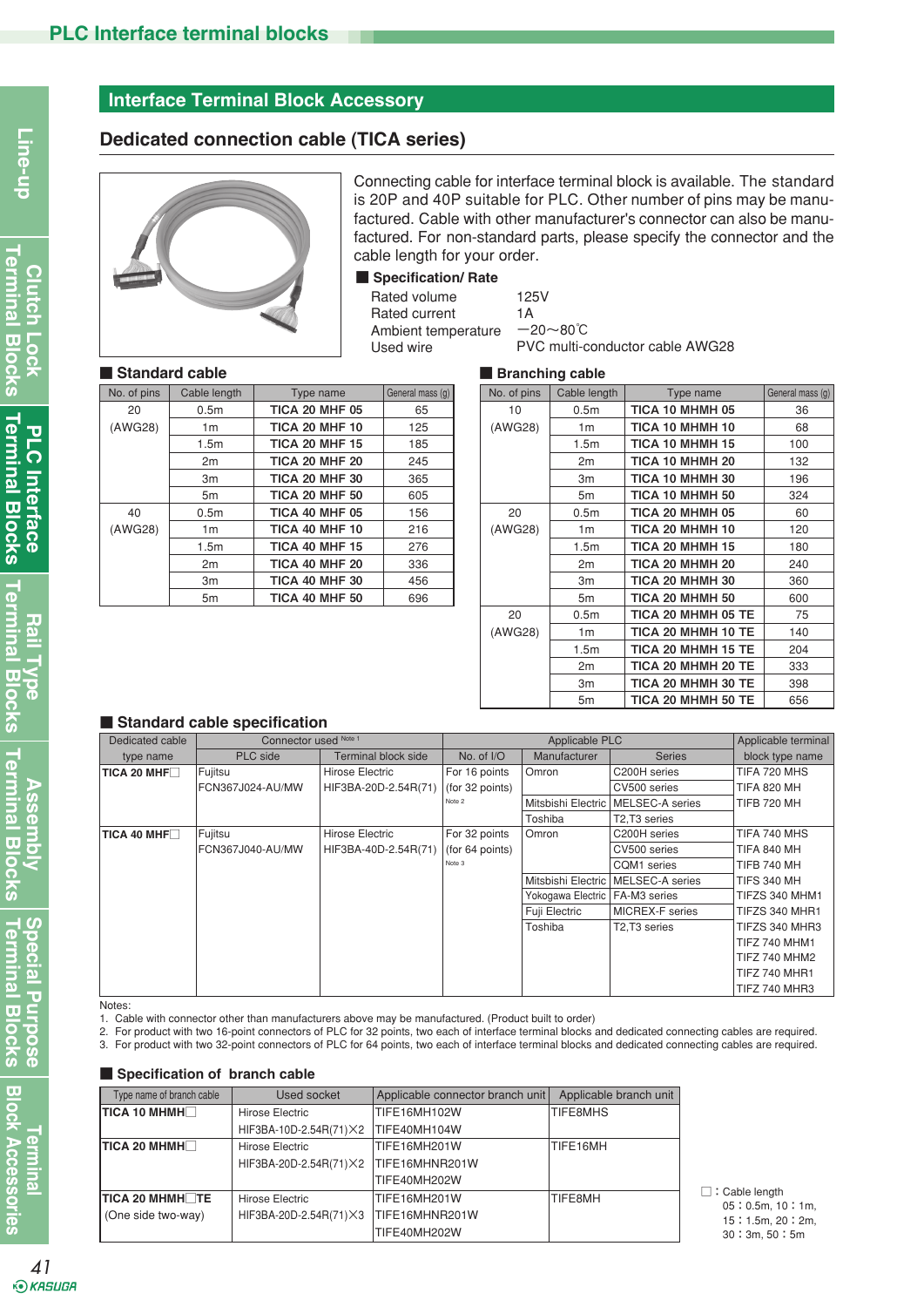## Interface Terminal Block Accessory

### Dedicated connection cable (TICA series)

Connecting cable for interface terminal block is available. The standard is 20P and 40P suitable for PLC. Other number of pins may be manufactured. Cable with other manufacturer's connector can also be manufactured. For non-standard parts, please specify the connector and the cable length for your order.

#### ■ Specification/ Rate

| | |
|---|---|
| Rated volume | 125V |
| Rated current | 1A |
| Ambient temperature | −20〜80℃ |
| Used wire | PVC multi-conductor cable AWG28 |

#### ■ Standard cable

| No. of pins | Cable length | Type name | General mass (g) |
|---|---|---|---|
| 20 (AWG28) | 0.5m | **TICA 20 MHF 05** | 65 |
| | 1m | **TICA 20 MHF 10** | 125 |
| | 1.5m | **TICA 20 MHF 15** | 185 |
| | 2m | **TICA 20 MHF 20** | 245 |
| | 3m | **TICA 20 MHF 30** | 365 |
| | 5m | **TICA 20 MHF 50** | 605 |
| 40 (AWG28) | 0.5m | **TICA 40 MHF 05** | 156 |
| | 1m | **TICA 40 MHF 10** | 216 |
| | 1.5m | **TICA 40 MHF 15** | 276 |
| | 2m | **TICA 40 MHF 20** | 336 |
| | 3m | **TICA 40 MHF 30** | 456 |
| | 5m | **TICA 40 MHF 50** | 696 |

#### ■ Branching cable

| No. of pins | Cable length | Type name | General mass (g) |
|---|---|---|---|
| 10 (AWG28) | 0.5m | **TICA 10 MHMH 05** | 36 |
| | 1m | **TICA 10 MHMH 10** | 68 |
| | 1.5m | **TICA 10 MHMH 15** | 100 |
| | 2m | **TICA 10 MHMH 20** | 132 |
| | 3m | **TICA 10 MHMH 30** | 196 |
| | 5m | **TICA 10 MHMH 50** | 324 |
| 20 (AWG28) | 0.5m | **TICA 20 MHMH 05** | 60 |
| | 1m | **TICA 20 MHMH 10** | 120 |
| | 1.5m | **TICA 20 MHMH 15** | 180 |
| | 2m | **TICA 20 MHMH 20** | 240 |
| | 3m | **TICA 20 MHMH 30** | 360 |
| | 5m | **TICA 20 MHMH 50** | 600 |
| 20 (AWG28) | 0.5m | **TICA 20 MHMH 05 TE** | 75 |
| | 1m | **TICA 20 MHMH 10 TE** | 140 |
| | 1.5m | **TICA 20 MHMH 15 TE** | 204 |
| | 2m | **TICA 20 MHMH 20 TE** | 333 |
| | 3m | **TICA 20 MHMH 30 TE** | 398 |
| | 5m | **TICA 20 MHMH 50 TE** | 656 |

#### ■ Standard cable specification

| Dedicated cable type name | Connector used Note 1 | | Applicable PLC | | | Applicable terminal block type name |
|---|---|---|---|---|---|---|
| | PLC side | Terminal block side | No. of I/O | Manufacturer | Series | |
| **TICA 20 MHF□** | Fujitsu FCN367J024-AU/MW | Hirose Electric HIF3BA-20D-2.54R(71) | For 16 points (for 32 points) Note 2 | Omron | C200H series | TIFA 720 MHS |
| | | | | | CV500 series | TIFA 820 MH |
| | | | | Mitsbishi Electric | MELSEC-A series | TIFB 720 MH |
| | | | | Toshiba | T2,T3 series | |
| **TICA 40 MHF□** | Fujitsu FCN367J040-AU/MW | Hirose Electric HIF3BA-40D-2.54R(71) | For 32 points (for 64 points) Note 3 | Omron | C200H series | TIFA 740 MHS |
| | | | | | CV500 series | TIFA 840 MH |
| | | | | | CQM1 series | TIFB 740 MH |
| | | | | Mitsbishi Electric | MELSEC-A series | TIFS 340 MH |
| | | | | Yokogawa Electric | FA-M3 series | TIFZS 340 MHM1 |
| | | | | Fuji Electric | MICREX-F series | TIFZS 340 MHR1 |
| | | | | Toshiba | T2,T3 series | TIFZS 340 MHR3 |
| | | | | | | TIFZ 740 MHM1 |
| | | | | | | TIFZ 740 MHM2 |
| | | | | | | TIFZ 740 MHR1 |
| | | | | | | TIFZ 740 MHR3 |

Notes:
1. Cable with connector other than manufacturers above may be manufactured. (Product built to order)
2. For product with two 16-point connectors of PLC for 32 points, two each of interface terminal blocks and dedicated connecting cables are required.
3. For product with two 32-point connectors of PLC for 64 points, two each of interface terminal blocks and dedicated connecting cables are required.

#### ■ Specification of branch cable

| Type name of branch cable | Used socket | Applicable connector branch unit | Applicable branch unit |
|---|---|---|---|
| **TICA 10 MHMH□** | Hirose Electric HIF3BA-10D-2.54R(71)×2 | TIFE16MH102W<br>TIFE40MH104W | TIFE8MHS |
| **TICA 20 MHMH□** | Hirose Electric HIF3BA-20D-2.54R(71)×2 | TIFE16MH201W<br>TIFE16MHNR201W<br>TIFE40MH202W | TIFE16MH |
| **TICA 20 MHMH□TE** (One side two-way) | Hirose Electric HIF3BA-20D-2.54R(71)×3 | TIFE16MH201W<br>TIFE16MHNR201W<br>TIFE40MH202W | TIFE8MH |

□ : Cable length
05 : 0.5m, 10 : 1m,
15 : 1.5m, 20 : 2m,
30 : 3m, 50 : 5m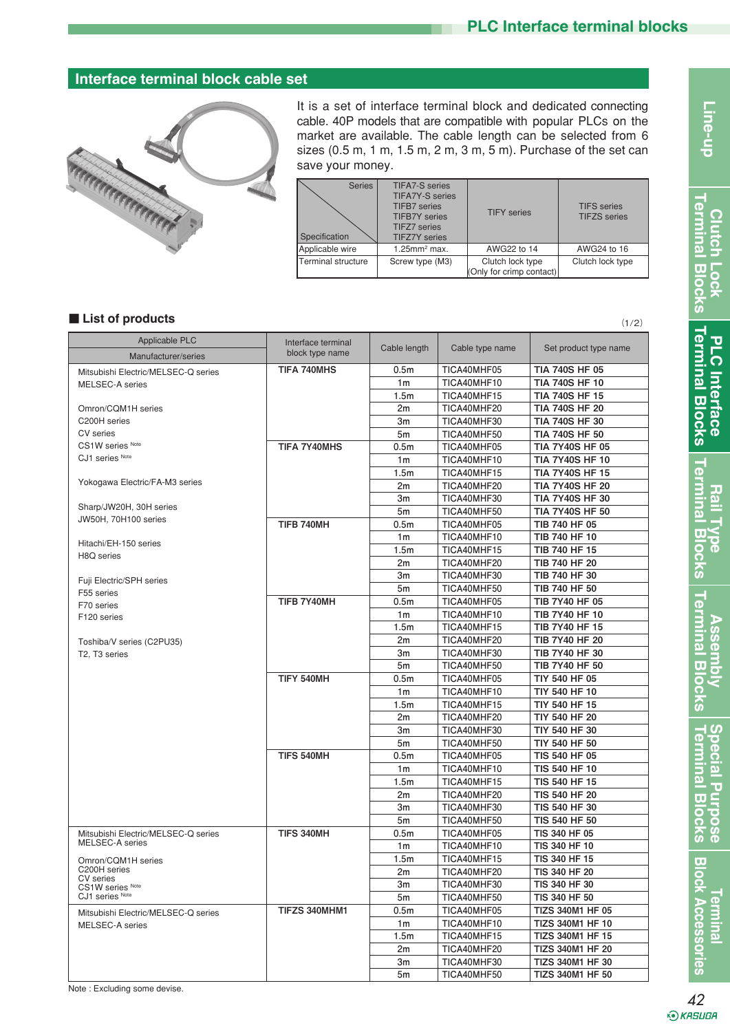## Interface terminal block cable set

It is a set of interface terminal block and dedicated connecting cable. 40P models that are compatible with popular PLCs on the market are available. The cable length can be selected from 6 sizes (0.5 m, 1 m, 1.5 m, 2 m, 3 m, 5 m). Purchase of the set can save your money.

| Specification \ Series | TIFA7-S series<br>TIFA7Y-S series<br>TIFB7 series<br>TIFB7Y series<br>TIFZ7 series<br>TIFZ7Y series | TIFY series | TIFS series<br>TIFZS series |
|---|---|---|---|
| Applicable wire | 1.25mm² max. | AWG22 to 14 | AWG24 to 16 |
| Terminal structure | Screw type (M3) | Clutch lock type<br>(Only for crimp contact) | Clutch lock type |

### ■ List of products

(1/2)

| Applicable PLC<br>Manufacturer/series | Interface terminal block type name | Cable length | Cable type name | Set product type name |
|---|---|---|---|---|
| Mitsubishi Electric/MELSEC-Q series<br>MELSEC-A series<br><br>Omron/CQM1H series<br>C200H series<br>CV series<br>CS1W series Note<br>CJ1 series Note<br><br>Yokogawa Electric/FA-M3 series<br><br>Sharp/JW20H, 30H series<br>JW50H, 70H100 series<br><br>Hitachi/EH-150 series<br>H8Q series<br><br>Fuji Electric/SPH series<br>F55 series<br>F70 series<br>F120 series<br><br>Toshiba/V series (C2PU35)<br>T2, T3 series | **TIFA 740MHS** | 0.5m | TICA40MHF05 | **TIA 740S HF 05** |
| | | 1m | TICA40MHF10 | **TIA 740S HF 10** |
| | | 1.5m | TICA40MHF15 | **TIA 740S HF 15** |
| | | 2m | TICA40MHF20 | **TIA 740S HF 20** |
| | | 3m | TICA40MHF30 | **TIA 740S HF 30** |
| | | 5m | TICA40MHF50 | **TIA 740S HF 50** |
| | **TIFA 7Y40MHS** | 0.5m | TICA40MHF05 | **TIA 7Y40S HF 05** |
| | | 1m | TICA40MHF10 | **TIA 7Y40S HF 10** |
| | | 1.5m | TICA40MHF15 | **TIA 7Y40S HF 15** |
| | | 2m | TICA40MHF20 | **TIA 7Y40S HF 20** |
| | | 3m | TICA40MHF30 | **TIA 7Y40S HF 30** |
| | | 5m | TICA40MHF50 | **TIA 7Y40S HF 50** |
| | **TIFB 740MH** | 0.5m | TICA40MHF05 | **TIB 740 HF 05** |
| | | 1m | TICA40MHF10 | **TIB 740 HF 10** |
| | | 1.5m | TICA40MHF15 | **TIB 740 HF 15** |
| | | 2m | TICA40MHF20 | **TIB 740 HF 20** |
| | | 3m | TICA40MHF30 | **TIB 740 HF 30** |
| | | 5m | TICA40MHF50 | **TIB 740 HF 50** |
| | **TIFB 7Y40MH** | 0.5m | TICA40MHF05 | **TIB 7Y40 HF 05** |
| | | 1m | TICA40MHF10 | **TIB 7Y40 HF 10** |
| | | 1.5m | TICA40MHF15 | **TIB 7Y40 HF 15** |
| | | 2m | TICA40MHF20 | **TIB 7Y40 HF 20** |
| | | 3m | TICA40MHF30 | **TIB 7Y40 HF 30** |
| | | 5m | TICA40MHF50 | **TIB 7Y40 HF 50** |
| | **TIFY 540MH** | 0.5m | TICA40MHF05 | **TIY 540 HF 05** |
| | | 1m | TICA40MHF10 | **TIY 540 HF 10** |
| | | 1.5m | TICA40MHF15 | **TIY 540 HF 15** |
| | | 2m | TICA40MHF20 | **TIY 540 HF 20** |
| | | 3m | TICA40MHF30 | **TIY 540 HF 30** |
| | | 5m | TICA40MHF50 | **TIY 540 HF 50** |
| | **TIFS 540MH** | 0.5m | TICA40MHF05 | **TIS 540 HF 05** |
| | | 1m | TICA40MHF10 | **TIS 540 HF 10** |
| | | 1.5m | TICA40MHF15 | **TIS 540 HF 15** |
| | | 2m | TICA40MHF20 | **TIS 540 HF 20** |
| | | 3m | TICA40MHF30 | **TIS 540 HF 30** |
| | | 5m | TICA40MHF50 | **TIS 540 HF 50** |
| Mitsubishi Electric/MELSEC-Q series<br>MELSEC-A series<br><br>Omron/CQM1H series<br>C200H series<br>CV series<br>CS1W series Note<br>CJ1 series Note | **TIFS 340MH** | 0.5m | TICA40MHF05 | **TIS 340 HF 05** |
| | | 1m | TICA40MHF10 | **TIS 340 HF 10** |
| | | 1.5m | TICA40MHF15 | **TIS 340 HF 15** |
| | | 2m | TICA40MHF20 | **TIS 340 HF 20** |
| | | 3m | TICA40MHF30 | **TIS 340 HF 30** |
| | | 5m | TICA40MHF50 | **TIS 340 HF 50** |
| Mitsubishi Electric/MELSEC-Q series<br>MELSEC-A series | **TIFZS 340MHM1** | 0.5m | TICA40MHF05 | **TIZS 340M1 HF 05** |
| | | 1m | TICA40MHF10 | **TIZS 340M1 HF 10** |
| | | 1.5m | TICA40MHF15 | **TIZS 340M1 HF 15** |
| | | 2m | TICA40MHF20 | **TIZS 340M1 HF 20** |
| | | 3m | TICA40MHF30 | **TIZS 340M1 HF 30** |
| | | 5m | TICA40MHF50 | **TIZS 340M1 HF 50** |

Note : Excluding some devise.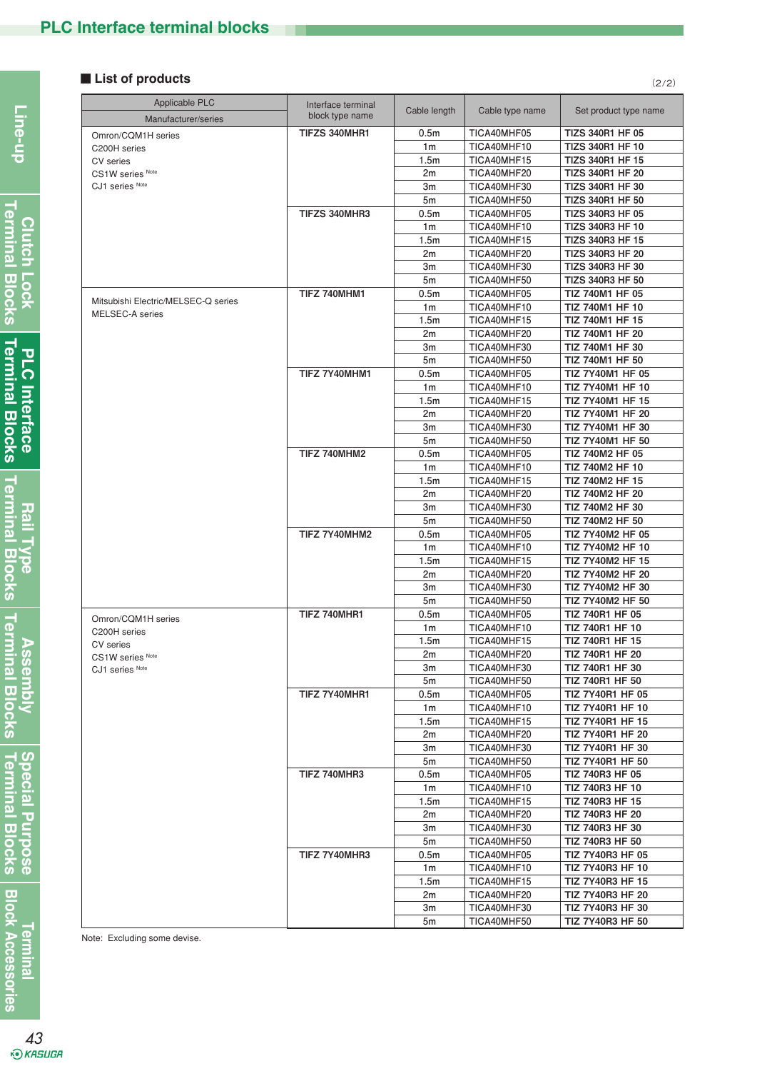## PLC Interface terminal blocks

### ■ List of products

(2/2)

| Applicable PLC Manufacturer/series | Interface terminal block type name | Cable length | Cable type name | Set product type name |
|---|---|---|---|---|
| Omron/CQM1H series<br>C200H series<br>CV series<br>CS1W series Note<br>CJ1 series Note | TIFZS 340MHR1 | 0.5m | TICA40MHF05 | TIZS 340R1 HF 05 |
| | | 1m | TICA40MHF10 | TIZS 340R1 HF 10 |
| | | 1.5m | TICA40MHF15 | TIZS 340R1 HF 15 |
| | | 2m | TICA40MHF20 | TIZS 340R1 HF 20 |
| | | 3m | TICA40MHF30 | TIZS 340R1 HF 30 |
| | | 5m | TICA40MHF50 | TIZS 340R1 HF 50 |
| | TIFZS 340MHR3 | 0.5m | TICA40MHF05 | TIZS 340R3 HF 05 |
| | | 1m | TICA40MHF10 | TIZS 340R3 HF 10 |
| | | 1.5m | TICA40MHF15 | TIZS 340R3 HF 15 |
| | | 2m | TICA40MHF20 | TIZS 340R3 HF 20 |
| | | 3m | TICA40MHF30 | TIZS 340R3 HF 30 |
| | | 5m | TICA40MHF50 | TIZS 340R3 HF 50 |
| Mitsubishi Electric/MELSEC-Q series<br>MELSEC-A series | TIFZ 740MHM1 | 0.5m | TICA40MHF05 | TIZ 740M1 HF 05 |
| | | 1m | TICA40MHF10 | TIZ 740M1 HF 10 |
| | | 1.5m | TICA40MHF15 | TIZ 740M1 HF 15 |
| | | 2m | TICA40MHF20 | TIZ 740M1 HF 20 |
| | | 3m | TICA40MHF30 | TIZ 740M1 HF 30 |
| | | 5m | TICA40MHF50 | TIZ 740M1 HF 50 |
| | TIFZ 7Y40MHM1 | 0.5m | TICA40MHF05 | TIZ 7Y40M1 HF 05 |
| | | 1m | TICA40MHF10 | TIZ 7Y40M1 HF 10 |
| | | 1.5m | TICA40MHF15 | TIZ 7Y40M1 HF 15 |
| | | 2m | TICA40MHF20 | TIZ 7Y40M1 HF 20 |
| | | 3m | TICA40MHF30 | TIZ 7Y40M1 HF 30 |
| | | 5m | TICA40MHF50 | TIZ 7Y40M1 HF 50 |
| | TIFZ 740MHM2 | 0.5m | TICA40MHF05 | TIZ 740M2 HF 05 |
| | | 1m | TICA40MHF10 | TIZ 740M2 HF 10 |
| | | 1.5m | TICA40MHF15 | TIZ 740M2 HF 15 |
| | | 2m | TICA40MHF20 | TIZ 740M2 HF 20 |
| | | 3m | TICA40MHF30 | TIZ 740M2 HF 30 |
| | | 5m | TICA40MHF50 | TIZ 740M2 HF 50 |
| | TIFZ 7Y40MHM2 | 0.5m | TICA40MHF05 | TIZ 7Y40M2 HF 05 |
| | | 1m | TICA40MHF10 | TIZ 7Y40M2 HF 10 |
| | | 1.5m | TICA40MHF15 | TIZ 7Y40M2 HF 15 |
| | | 2m | TICA40MHF20 | TIZ 7Y40M2 HF 20 |
| | | 3m | TICA40MHF30 | TIZ 7Y40M2 HF 30 |
| | | 5m | TICA40MHF50 | TIZ 7Y40M2 HF 50 |
| Omron/CQM1H series<br>C200H series<br>CV series<br>CS1W series Note<br>CJ1 series Note | TIFZ 740MHR1 | 0.5m | TICA40MHF05 | TIZ 740R1 HF 05 |
| | | 1m | TICA40MHF10 | TIZ 740R1 HF 10 |
| | | 1.5m | TICA40MHF15 | TIZ 740R1 HF 15 |
| | | 2m | TICA40MHF20 | TIZ 740R1 HF 20 |
| | | 3m | TICA40MHF30 | TIZ 740R1 HF 30 |
| | | 5m | TICA40MHF50 | TIZ 740R1 HF 50 |
| | TIFZ 7Y40MHR1 | 0.5m | TICA40MHF05 | TIZ 7Y40R1 HF 05 |
| | | 1m | TICA40MHF10 | TIZ 7Y40R1 HF 10 |
| | | 1.5m | TICA40MHF15 | TIZ 7Y40R1 HF 15 |
| | | 2m | TICA40MHF20 | TIZ 7Y40R1 HF 20 |
| | | 3m | TICA40MHF30 | TIZ 7Y40R1 HF 30 |
| | | 5m | TICA40MHF50 | TIZ 7Y40R1 HF 50 |
| | TIFZ 740MHR3 | 0.5m | TICA40MHF05 | TIZ 740R3 HF 05 |
| | | 1m | TICA40MHF10 | TIZ 740R3 HF 10 |
| | | 1.5m | TICA40MHF15 | TIZ 740R3 HF 15 |
| | | 2m | TICA40MHF20 | TIZ 740R3 HF 20 |
| | | 3m | TICA40MHF30 | TIZ 740R3 HF 30 |
| | | 5m | TICA40MHF50 | TIZ 740R3 HF 50 |
| | TIFZ 7Y40MHR3 | 0.5m | TICA40MHF05 | TIZ 7Y40R3 HF 05 |
| | | 1m | TICA40MHF10 | TIZ 7Y40R3 HF 10 |
| | | 1.5m | TICA40MHF15 | TIZ 7Y40R3 HF 15 |
| | | 2m | TICA40MHF20 | TIZ 7Y40R3 HF 20 |
| | | 3m | TICA40MHF30 | TIZ 7Y40R3 HF 30 |
| | | 5m | TICA40MHF50 | TIZ 7Y40R3 HF 50 |

Note: Excluding some devise.